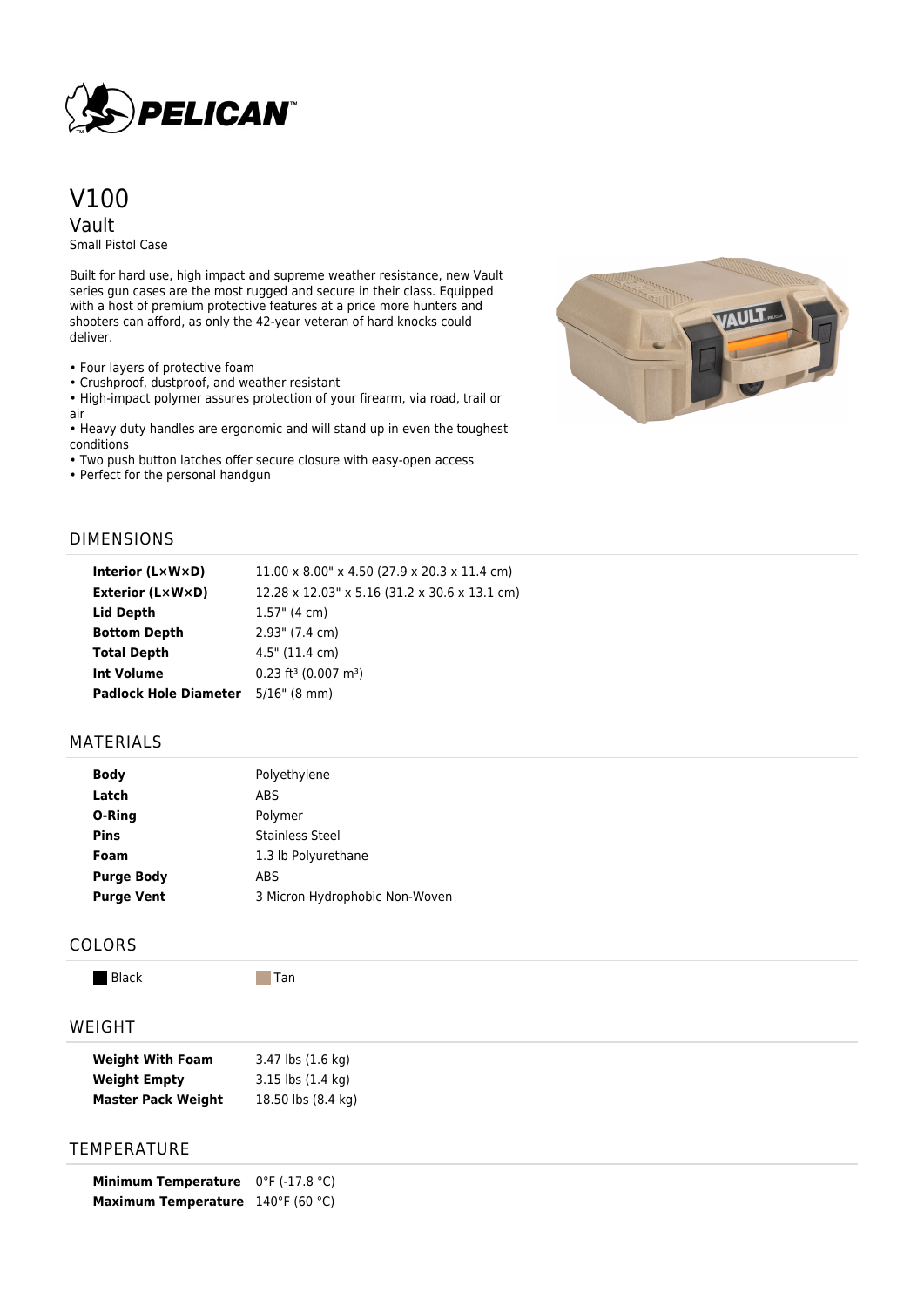# V100

## Vault

Small Pistol Case

Built for hard use, high impact and supreme weather resistance, new Vault series gun cases are the most rugged and secure in their class. Equipped with a host of premium protective features at a price more hunters and shooters can afford, as only the 42-year veteran of hard knocks could deliver.

- Four layers of protective foam
- Crushproof, dustproof, and weather resistant
- High-impact polymer assures protection of your firearm, via road, trail or air
- Heavy duty handles are ergonomic and will stand up in even the toughest conditions
- Two push button latches offer secure closure with easy-open access
- Perfect for the personal handgun

## DIMENSIONS

| | |
|---|---|
| **Interior (L×W×D)** | 11.00 x 8.00" x 4.50 (27.9 x 20.3 x 11.4 cm) |
| **Exterior (L×W×D)** | 12.28 x 12.03" x 5.16 (31.2 x 30.6 x 13.1 cm) |
| **Lid Depth** | 1.57" (4 cm) |
| **Bottom Depth** | 2.93" (7.4 cm) |
| **Total Depth** | 4.5" (11.4 cm) |
| **Int Volume** | 0.23 $ft^3$ (0.007 $m^3$) |
| **Padlock Hole Diameter** | 5/16" (8 mm) |

## MATERIALS

| | |
|---|---|
| **Body** | Polyethylene |
| **Latch** | ABS |
| **O-Ring** | Polymer |
| **Pins** | Stainless Steel |
| **Foam** | 1.3 lb Polyurethane |
| **Purge Body** | ABS |
| **Purge Vent** | 3 Micron Hydrophobic Non-Woven |

## COLORS

- Black
- Tan

## WEIGHT

| | |
|---|---|
| **Weight With Foam** | 3.47 lbs (1.6 kg) |
| **Weight Empty** | 3.15 lbs (1.4 kg) |
| **Master Pack Weight** | 18.50 lbs (8.4 kg) |

## TEMPERATURE

| | |
|---|---|
| **Minimum Temperature** | 0°F (-17.8 °C) |
| **Maximum Temperature** | 140°F (60 °C) |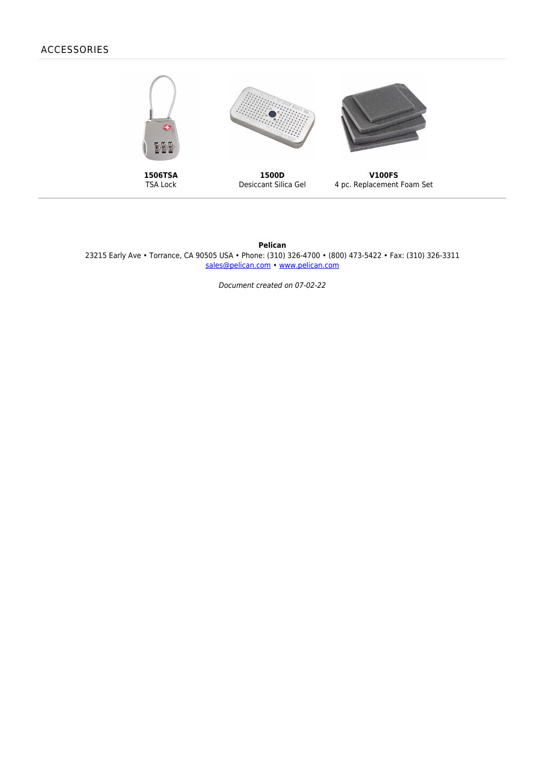## ACCESSORIES

**1506TSA**
TSA Lock

**1500D**
Desiccant Silica Gel

**V100FS**
4 pc. Replacement Foam Set

**Pelican**

23215 Early Ave • Torrance, CA 90505 USA • Phone: (310) 326-4700 • (800) 473-5422 • Fax: (310) 326-3311

sales@pelican.com • www.pelican.com

*Document created on 07-02-22*